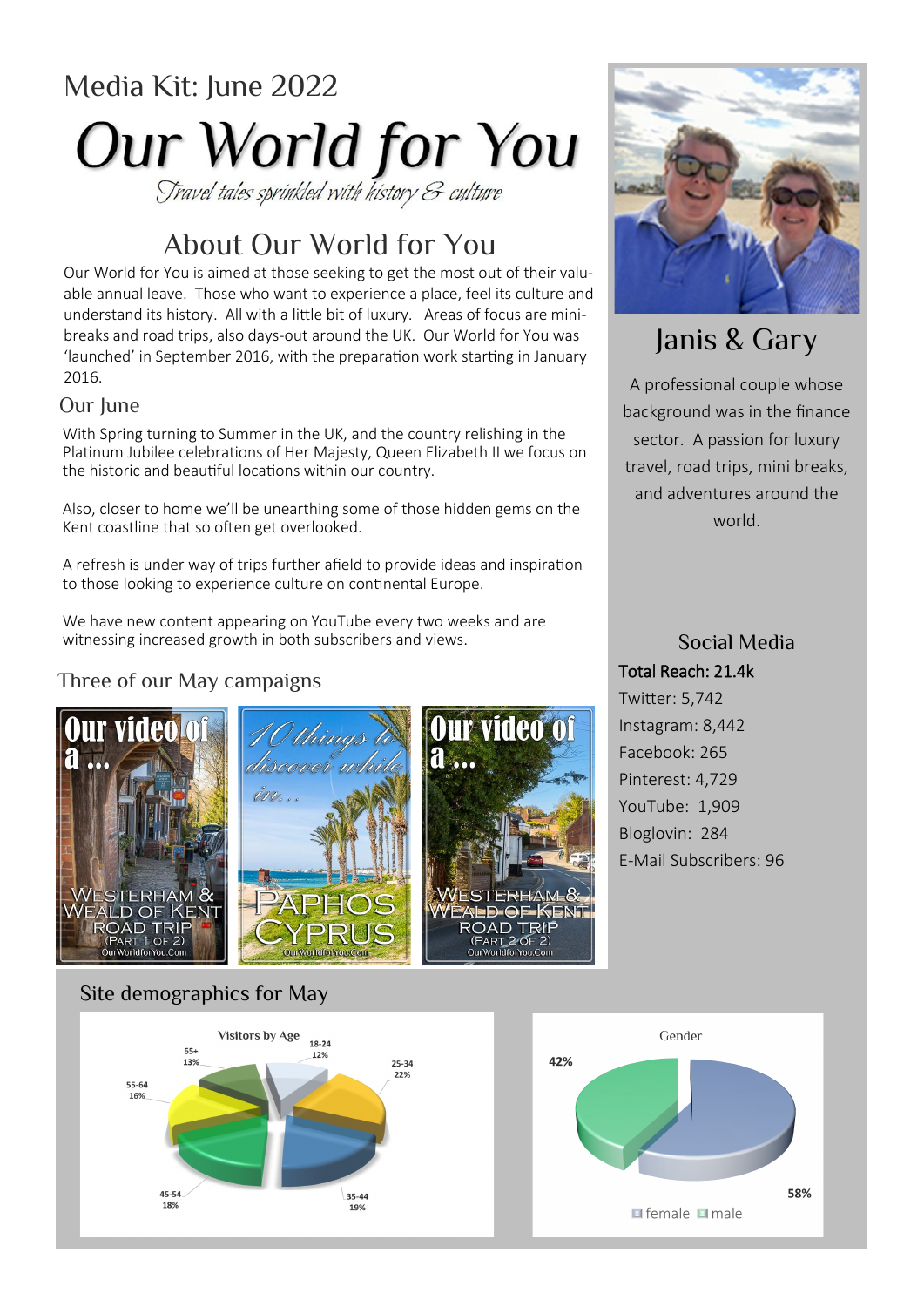Media Kit: June 2022

# Our World for You

*Travel tales sprinkled with history & culture*

## About Our World for You

Our World for You is aimed at those seeking to get the most out of their valuable annual leave. Those who want to experience a place, feel its culture and understand its history. All with a little bit of luxury. Areas of focus are mini-breaks and road trips, also days-out around the UK. Our World for You was 'launched' in September 2016, with the preparation work starting in January 2016.

### Our June

With Spring turning to Summer in the UK, and the country relishing in the Platinum Jubilee celebrations of Her Majesty, Queen Elizabeth II we focus on the historic and beautiful locations within our country.

Also, closer to home we'll be unearthing some of those hidden gems on the Kent coastline that so often get overlooked.

A refresh is under way of trips further afield to provide ideas and inspiration to those looking to experience culture on continental Europe.

We have new content appearing on YouTube every two weeks and are witnessing increased growth in both subscribers and views.

### Three of our May campaigns

Our video of a ... Westerham & Weald of Kent Road Trip (Part 1 of 2) OurWorldforYou.Com

10 things to discover while in... Paphos Cyprus OurWorldforYou.Com

Our video of a ... Westerham & Weald of Kent Road Trip (Part 2 of 2) OurWorldforYou.Com

## Janis & Gary

A professional couple whose background was in the finance sector. A passion for luxury travel, road trips, mini breaks, and adventures around the world.

### Social Media

**Total Reach: 21.4k**

- Twitter: 5,742
- Instagram: 8,442
- Facebook: 265
- Pinterest: 4,729
- YouTube: 1,909
- Bloglovin: 284
- E-Mail Subscribers: 96

### Site demographics for May

**Visitors by Age**

| Age | Share |
|---|---|
| 18-24 | 12% |
| 25-34 | 22% |
| 35-44 | 19% |
| 45-54 | 18% |
| 55-64 | 16% |
| 65+ | 13% |

**Gender**

| Gender | Share |
|---|---|
| female | 58% |
| male | 42% |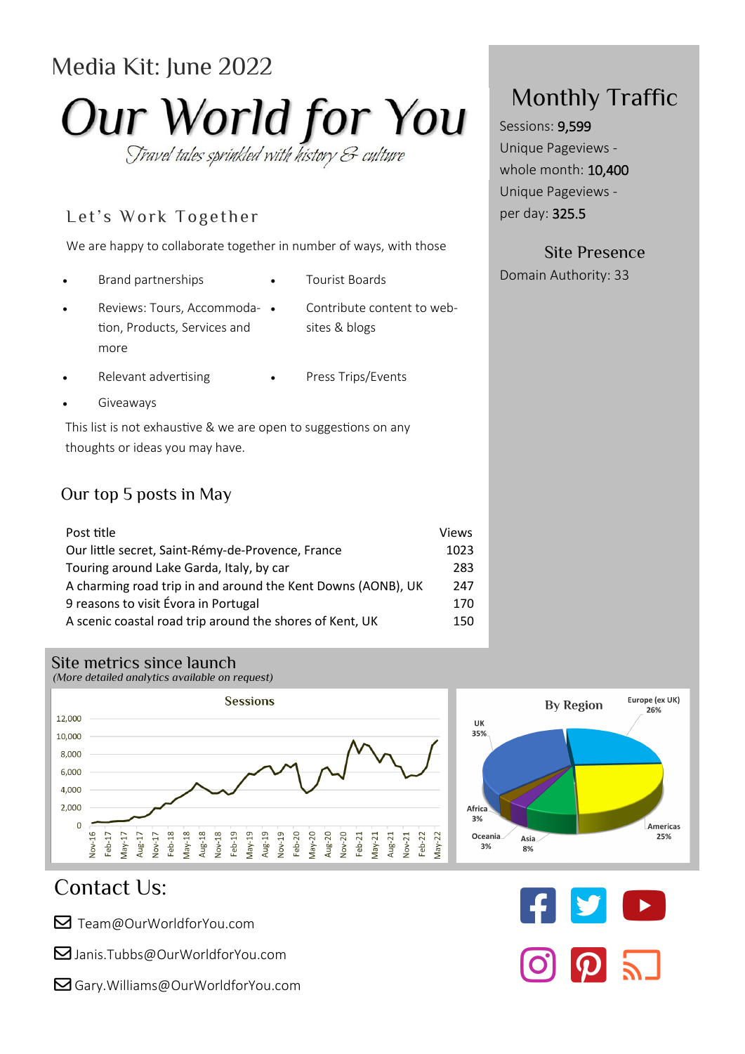Media Kit: June 2022

# Our World for You

*Travel tales sprinkled with history & culture*

## Let's Work Together

We are happy to collaborate together in number of ways, with those

- Brand partnerships
- Tourist Boards
- Reviews: Tours, Accommodation, Products, Services and more
- Contribute content to websites & blogs
- Relevant advertising
- Press Trips/Events
- Giveaways

This list is not exhaustive & we are open to suggestions on any thoughts or ideas you may have.

## Our top 5 posts in May

| Post title | Views |
|---|---|
| Our little secret, Saint-Rémy-de-Provence, France | 1023 |
| Touring around Lake Garda, Italy, by car | 283 |
| A charming road trip in and around the Kent Downs (AONB), UK | 247 |
| 9 reasons to visit Évora in Portugal | 170 |
| A scenic coastal road trip around the shores of Kent, UK | 150 |

## Monthly Traffic

Sessions: 9,599

Unique Pageviews - whole month: 10,400

Unique Pageviews - per day: 325.5

### Site Presence

Domain Authority: 33

## Site metrics since launch

*(More detailed analytics available on request)*

Sessions

12,000
10,000
8,000
6,000
4,000
2,000
0

Nov-16, Feb-17, May-17, Aug-17, Nov-17, Feb-18, May-18, Aug-18, Nov-18, Feb-19, May-19, Aug-19, Nov-19, Feb-20, May-20, Aug-20, Nov-20, Feb-21, May-21, Aug-21, Nov-21, Feb-22, May-22

By Region

UK 35%
Europe (ex UK) 26%
Americas 25%
Asia 8%
Oceania 3%
Africa 3%

## Contact Us:

Team@OurWorldforYou.com

Janis.Tubbs@OurWorldforYou.com

Gary.Williams@OurWorldforYou.com